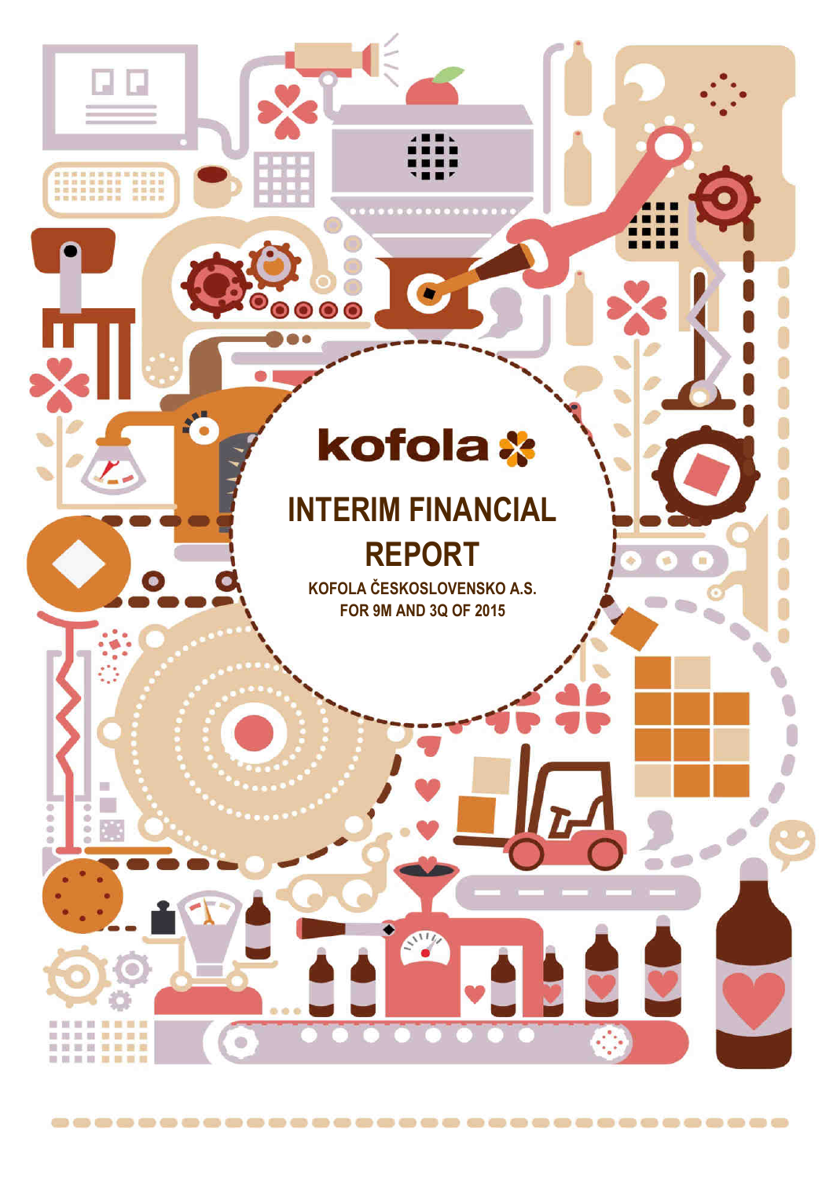kofola

# INTERIM FINANCIAL REPORT

**KOFOLA ČESKOSLOVENSKO A.S.**
**FOR 9M AND 3Q OF 2015**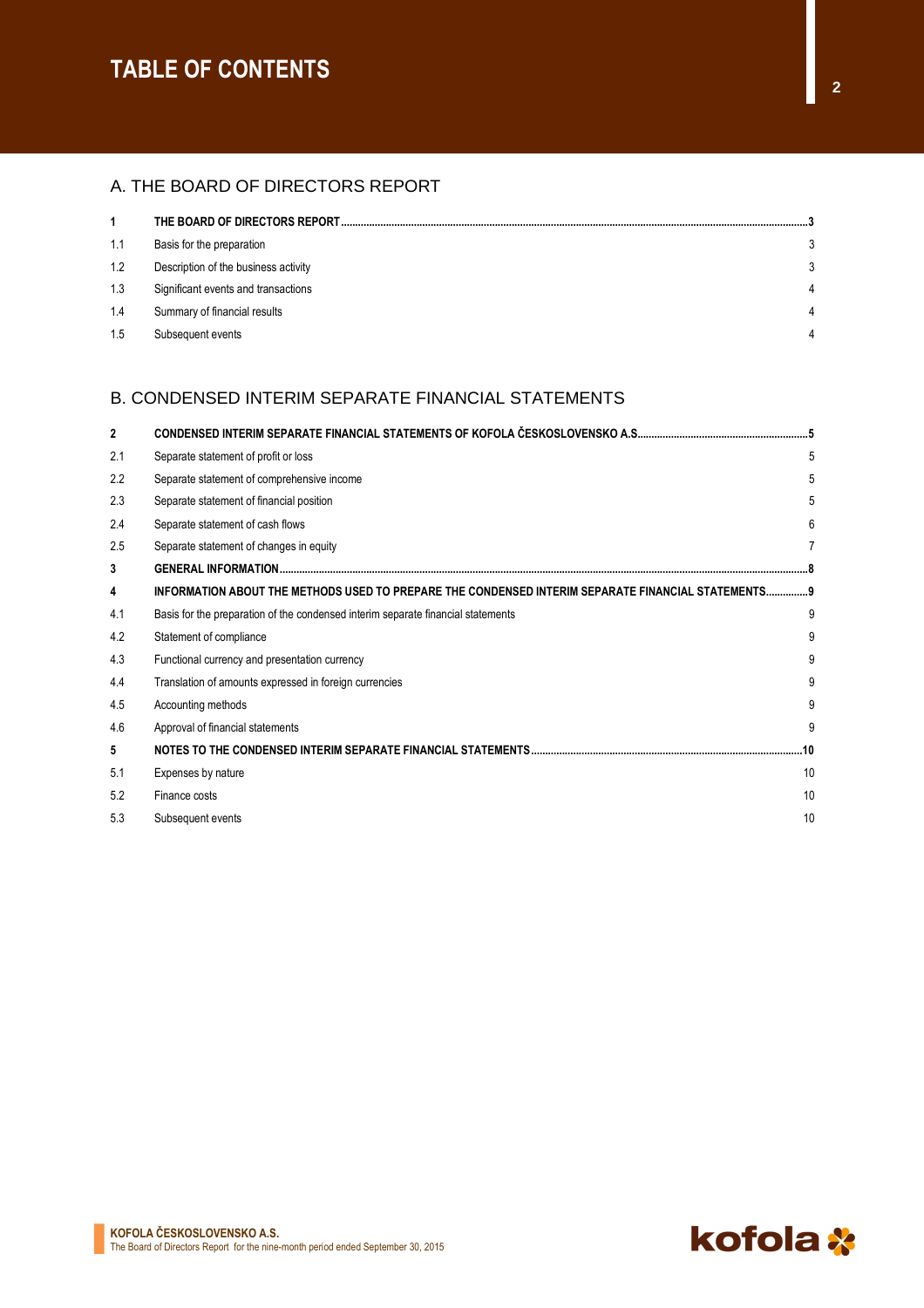# TABLE OF CONTENTS

## A. THE BOARD OF DIRECTORS REPORT

| | | |
|---|---|---|
| **1** | **THE BOARD OF DIRECTORS REPORT** | **3** |
| 1.1 | Basis for the preparation | 3 |
| 1.2 | Description of the business activity | 3 |
| 1.3 | Significant events and transactions | 4 |
| 1.4 | Summary of financial results | 4 |
| 1.5 | Subsequent events | 4 |

## B. CONDENSED INTERIM SEPARATE FINANCIAL STATEMENTS

| | | |
|---|---|---|
| **2** | **CONDENSED INTERIM SEPARATE FINANCIAL STATEMENTS OF KOFOLA ČESKOSLOVENSKO A.S.** | **5** |
| 2.1 | Separate statement of profit or loss | 5 |
| 2.2 | Separate statement of comprehensive income | 5 |
| 2.3 | Separate statement of financial position | 5 |
| 2.4 | Separate statement of cash flows | 6 |
| 2.5 | Separate statement of changes in equity | 7 |
| **3** | **GENERAL INFORMATION** | **8** |
| **4** | **INFORMATION ABOUT THE METHODS USED TO PREPARE THE CONDENSED INTERIM SEPARATE FINANCIAL STATEMENTS** | **9** |
| 4.1 | Basis for the preparation of the condensed interim separate financial statements | 9 |
| 4.2 | Statement of compliance | 9 |
| 4.3 | Functional currency and presentation currency | 9 |
| 4.4 | Translation of amounts expressed in foreign currencies | 9 |
| 4.5 | Accounting methods | 9 |
| 4.6 | Approval of financial statements | 9 |
| **5** | **NOTES TO THE CONDENSED INTERIM SEPARATE FINANCIAL STATEMENTS** | **10** |
| 5.1 | Expenses by nature | 10 |
| 5.2 | Finance costs | 10 |
| 5.3 | Subsequent events | 10 |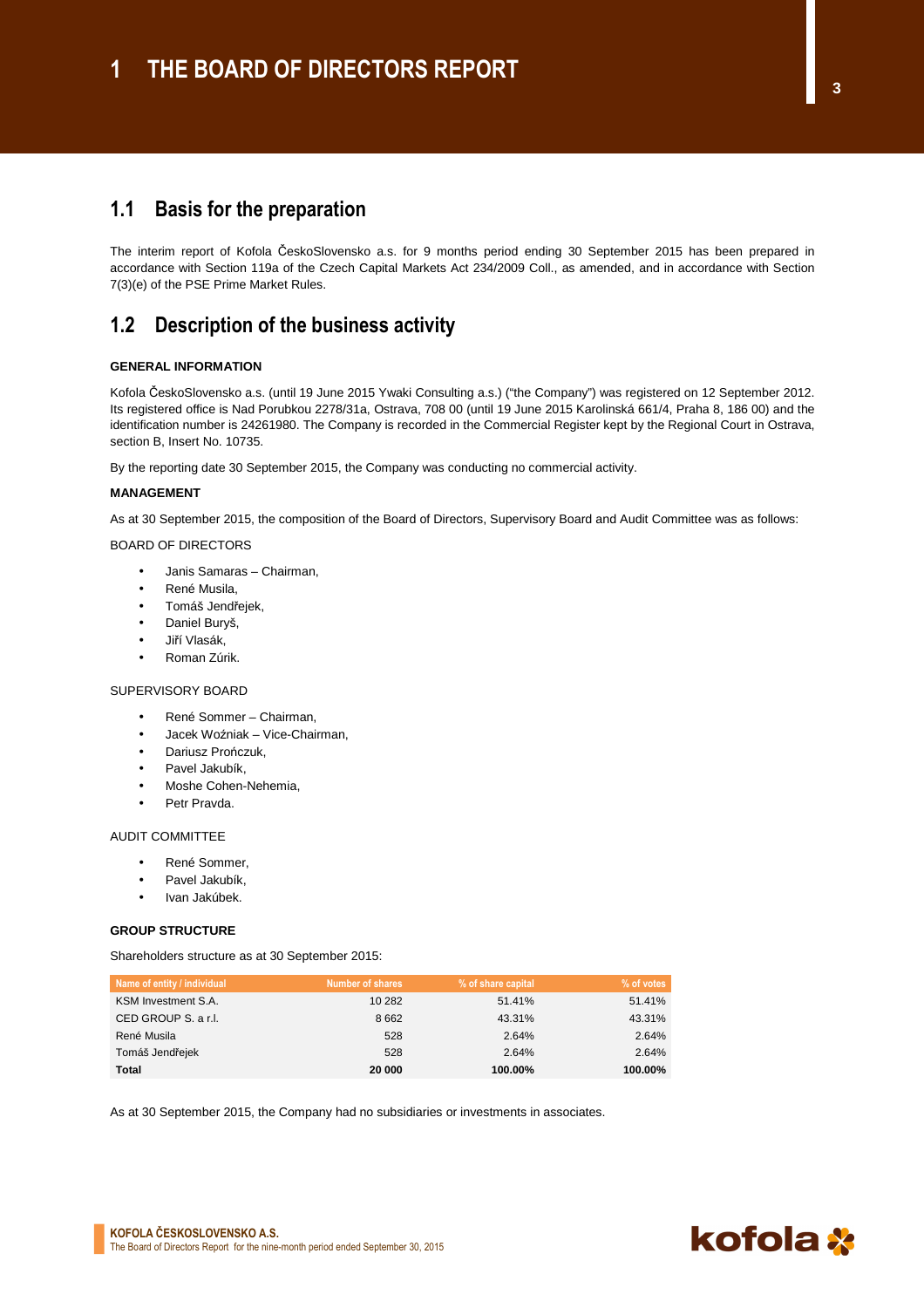# 1 THE BOARD OF DIRECTORS REPORT

## 1.1 Basis for the preparation

The interim report of Kofola ČeskoSlovensko a.s. for 9 months period ending 30 September 2015 has been prepared in accordance with Section 119a of the Czech Capital Markets Act 234/2009 Coll., as amended, and in accordance with Section 7(3)(e) of the PSE Prime Market Rules.

## 1.2 Description of the business activity

**GENERAL INFORMATION**

Kofola ČeskoSlovensko a.s. (until 19 June 2015 Ywaki Consulting a.s.) ("the Company") was registered on 12 September 2012. Its registered office is Nad Porubkou 2278/31a, Ostrava, 708 00 (until 19 June 2015 Karolinská 661/4, Praha 8, 186 00) and the identification number is 24261980. The Company is recorded in the Commercial Register kept by the Regional Court in Ostrava, section B, Insert No. 10735.

By the reporting date 30 September 2015, the Company was conducting no commercial activity.

**MANAGEMENT**

As at 30 September 2015, the composition of the Board of Directors, Supervisory Board and Audit Committee was as follows:

BOARD OF DIRECTORS

- Janis Samaras – Chairman,
- René Musila,
- Tomáš Jendřejek,
- Daniel Buryš,
- Jiří Vlasák,
- Roman Zúrik.

SUPERVISORY BOARD

- René Sommer – Chairman,
- Jacek Woźniak – Vice-Chairman,
- Dariusz Prończuk,
- Pavel Jakubík,
- Moshe Cohen-Nehemia,
- Petr Pravda.

AUDIT COMMITTEE

- René Sommer,
- Pavel Jakubík,
- Ivan Jakúbek.

**GROUP STRUCTURE**

Shareholders structure as at 30 September 2015:

| Name of entity / individual | Number of shares | % of share capital | % of votes |
|---|---|---|---|
| KSM Investment S.A. | 10 282 | 51.41% | 51.41% |
| CED GROUP S. a r.l. | 8 662 | 43.31% | 43.31% |
| René Musila | 528 | 2.64% | 2.64% |
| Tomáš Jendřejek | 528 | 2.64% | 2.64% |
| **Total** | **20 000** | **100.00%** | **100.00%** |

As at 30 September 2015, the Company had no subsidiaries or investments in associates.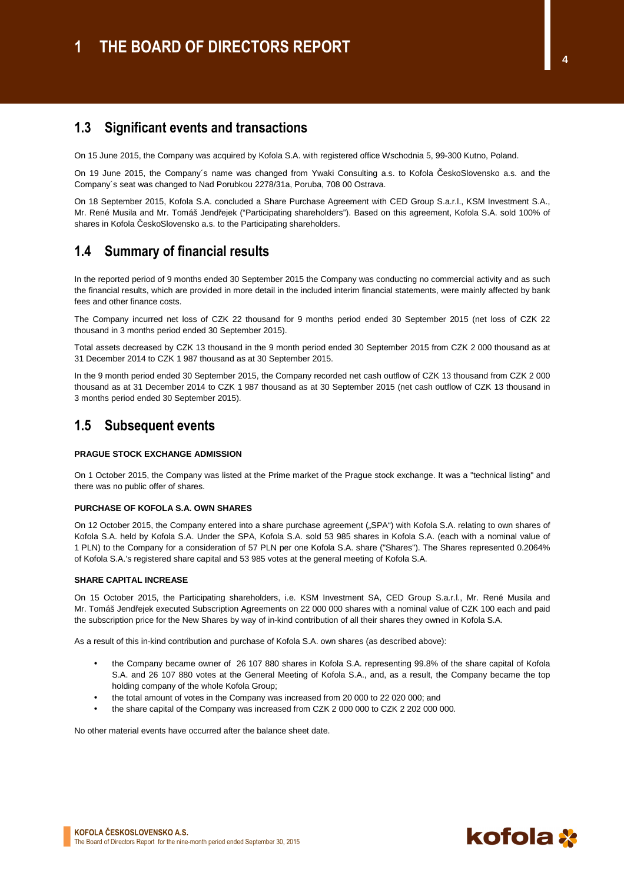# 1 THE BOARD OF DIRECTORS REPORT

## 1.3 Significant events and transactions

On 15 June 2015, the Company was acquired by Kofola S.A. with registered office Wschodnia 5, 99-300 Kutno, Poland.

On 19 June 2015, the Company´s name was changed from Ywaki Consulting a.s. to Kofola ČeskoSlovensko a.s. and the Company´s seat was changed to Nad Porubkou 2278/31a, Poruba, 708 00 Ostrava.

On 18 September 2015, Kofola S.A. concluded a Share Purchase Agreement with CED Group S.a.r.l., KSM Investment S.A., Mr. René Musila and Mr. Tomáš Jendřejek ("Participating shareholders"). Based on this agreement, Kofola S.A. sold 100% of shares in Kofola ČeskoSlovensko a.s. to the Participating shareholders.

## 1.4 Summary of financial results

In the reported period of 9 months ended 30 September 2015 the Company was conducting no commercial activity and as such the financial results, which are provided in more detail in the included interim financial statements, were mainly affected by bank fees and other finance costs.

The Company incurred net loss of CZK 22 thousand for 9 months period ended 30 September 2015 (net loss of CZK 22 thousand in 3 months period ended 30 September 2015).

Total assets decreased by CZK 13 thousand in the 9 month period ended 30 September 2015 from CZK 2 000 thousand as at 31 December 2014 to CZK 1 987 thousand as at 30 September 2015.

In the 9 month period ended 30 September 2015, the Company recorded net cash outflow of CZK 13 thousand from CZK 2 000 thousand as at 31 December 2014 to CZK 1 987 thousand as at 30 September 2015 (net cash outflow of CZK 13 thousand in 3 months period ended 30 September 2015).

## 1.5 Subsequent events

**PRAGUE STOCK EXCHANGE ADMISSION**

On 1 October 2015, the Company was listed at the Prime market of the Prague stock exchange. It was a "technical listing" and there was no public offer of shares.

**PURCHASE OF KOFOLA S.A. OWN SHARES**

On 12 October 2015, the Company entered into a share purchase agreement („SPA") with Kofola S.A. relating to own shares of Kofola S.A. held by Kofola S.A. Under the SPA, Kofola S.A. sold 53 985 shares in Kofola S.A. (each with a nominal value of 1 PLN) to the Company for a consideration of 57 PLN per one Kofola S.A. share ("Shares"). The Shares represented 0.2064% of Kofola S.A.'s registered share capital and 53 985 votes at the general meeting of Kofola S.A.

**SHARE CAPITAL INCREASE**

On 15 October 2015, the Participating shareholders, i.e. KSM Investment SA, CED Group S.a.r.l., Mr. René Musila and Mr. Tomáš Jendřejek executed Subscription Agreements on 22 000 000 shares with a nominal value of CZK 100 each and paid the subscription price for the New Shares by way of in-kind contribution of all their shares they owned in Kofola S.A.

As a result of this in-kind contribution and purchase of Kofola S.A. own shares (as described above):

- the Company became owner of 26 107 880 shares in Kofola S.A. representing 99.8% of the share capital of Kofola S.A. and 26 107 880 votes at the General Meeting of Kofola S.A., and, as a result, the Company became the top holding company of the whole Kofola Group;
- the total amount of votes in the Company was increased from 20 000 to 22 020 000; and
- the share capital of the Company was increased from CZK 2 000 000 to CZK 2 202 000 000.

No other material events have occurred after the balance sheet date.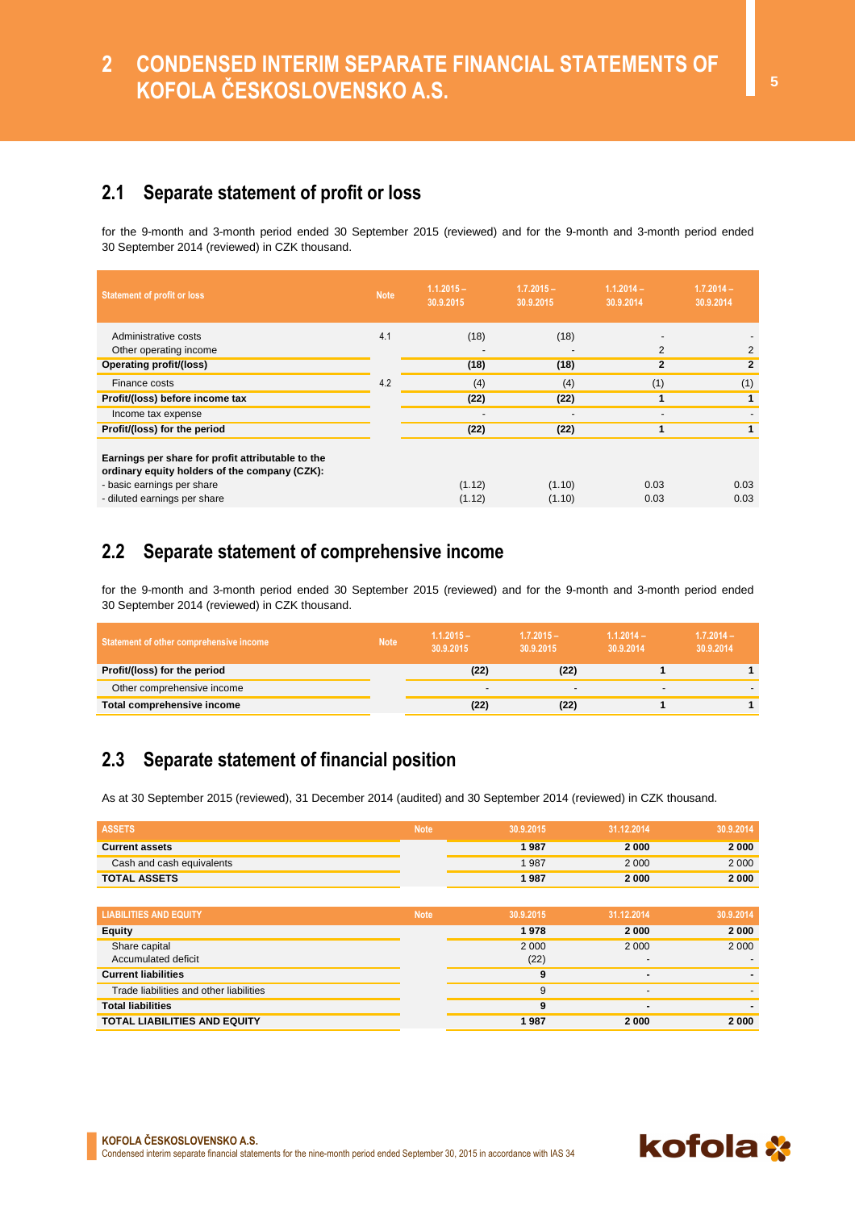# 2 CONDENSED INTERIM SEPARATE FINANCIAL STATEMENTS OF KOFOLA ČESKOSLOVENSKO A.S.

## 2.1 Separate statement of profit or loss

for the 9-month and 3-month period ended 30 September 2015 (reviewed) and for the 9-month and 3-month period ended 30 September 2014 (reviewed) in CZK thousand.

| Statement of profit or loss | Note | 1.1.2015 – 30.9.2015 | 1.7.2015 – 30.9.2015 | 1.1.2014 – 30.9.2014 | 1.7.2014 – 30.9.2014 |
|---|---|---|---|---|---|
| Administrative costs | 4.1 | (18) | (18) | - | - |
| Other operating income | | - | - | 2 | 2 |
| **Operating profit/(loss)** | | **(18)** | **(18)** | **2** | **2** |
| Finance costs | 4.2 | (4) | (4) | (1) | (1) |
| **Profit/(loss) before income tax** | | **(22)** | **(22)** | **1** | **1** |
| Income tax expense | | - | - | - | - |
| **Profit/(loss) for the period** | | **(22)** | **(22)** | **1** | **1** |
| **Earnings per share for profit attributable to the ordinary equity holders of the company (CZK):** | | | | | |
| - basic earnings per share | | (1.12) | (1.10) | 0.03 | 0.03 |
| - diluted earnings per share | | (1.12) | (1.10) | 0.03 | 0.03 |

## 2.2 Separate statement of comprehensive income

for the 9-month and 3-month period ended 30 September 2015 (reviewed) and for the 9-month and 3-month period ended 30 September 2014 (reviewed) in CZK thousand.

| Statement of other comprehensive income | Note | 1.1.2015 – 30.9.2015 | 1.7.2015 – 30.9.2015 | 1.1.2014 – 30.9.2014 | 1.7.2014 – 30.9.2014 |
|---|---|---|---|---|---|
| **Profit/(loss) for the period** | | **(22)** | **(22)** | **1** | **1** |
| Other comprehensive income | | - | - | - | - |
| **Total comprehensive income** | | **(22)** | **(22)** | **1** | **1** |

## 2.3 Separate statement of financial position

As at 30 September 2015 (reviewed), 31 December 2014 (audited) and 30 September 2014 (reviewed) in CZK thousand.

| ASSETS | Note | 30.9.2015 | 31.12.2014 | 30.9.2014 |
|---|---|---|---|---|
| **Current assets** | | **1 987** | **2 000** | **2 000** |
| Cash and cash equivalents | | 1 987 | 2 000 | 2 000 |
| **TOTAL ASSETS** | | **1 987** | **2 000** | **2 000** |

| LIABILITIES AND EQUITY | Note | 30.9.2015 | 31.12.2014 | 30.9.2014 |
|---|---|---|---|---|
| **Equity** | | **1 978** | **2 000** | **2 000** |
| Share capital | | 2 000 | 2 000 | 2 000 |
| Accumulated deficit | | (22) | - | - |
| **Current liabilities** | | **9** | **-** | **-** |
| Trade liabilities and other liabilities | | 9 | - | - |
| **Total liabilities** | | **9** | **-** | **-** |
| **TOTAL LIABILITIES AND EQUITY** | | **1 987** | **2 000** | **2 000** |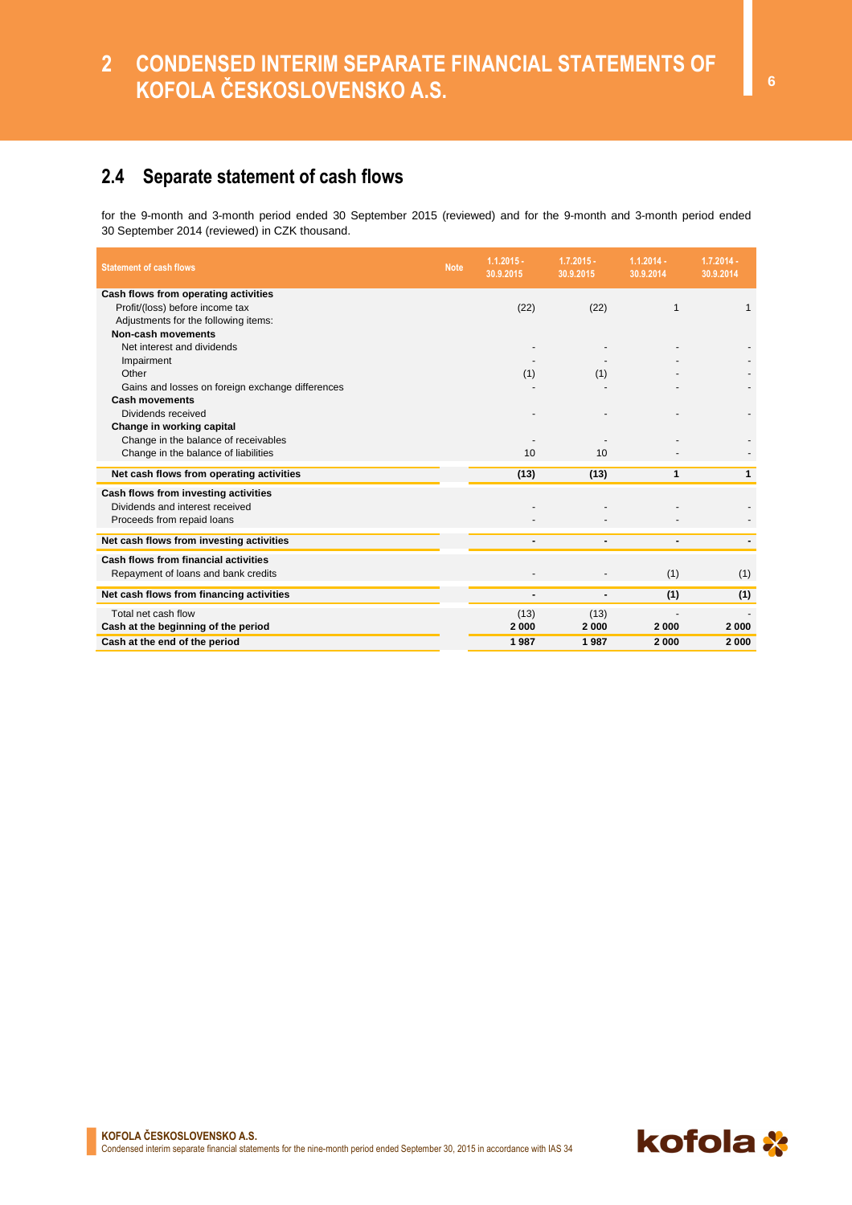# 2 CONDENSED INTERIM SEPARATE FINANCIAL STATEMENTS OF KOFOLA ČESKOSLOVENSKO A.S.

## 2.4 Separate statement of cash flows

for the 9-month and 3-month period ended 30 September 2015 (reviewed) and for the 9-month and 3-month period ended 30 September 2014 (reviewed) in CZK thousand.

| Statement of cash flows | Note | 1.1.2015 - 30.9.2015 | 1.7.2015 - 30.9.2015 | 1.1.2014 - 30.9.2014 | 1.7.2014 - 30.9.2014 |
|---|---|---|---|---|---|
| **Cash flows from operating activities** | | | | | |
| Profit/(loss) before income tax | | (22) | (22) | 1 | 1 |
| Adjustments for the following items: | | | | | |
| **Non-cash movements** | | | | | |
| Net interest and dividends | | - | - | - | - |
| Impairment | | - | - | - | - |
| Other | | (1) | (1) | - | - |
| Gains and losses on foreign exchange differences | | - | - | - | - |
| **Cash movements** | | | | | |
| Dividends received | | - | - | - | - |
| **Change in working capital** | | | | | |
| Change in the balance of receivables | | - | - | - | - |
| Change in the balance of liabilities | | 10 | 10 | - | - |
| **Net cash flows from operating activities** | | **(13)** | **(13)** | **1** | **1** |
| **Cash flows from investing activities** | | | | | |
| Dividends and interest received | | - | - | - | - |
| Proceeds from repaid loans | | - | - | - | - |
| **Net cash flows from investing activities** | | **-** | **-** | **-** | **-** |
| **Cash flows from financial activities** | | | | | |
| Repayment of loans and bank credits | | - | - | (1) | (1) |
| **Net cash flows from financing activities** | | **-** | **-** | **(1)** | **(1)** |
| Total net cash flow | | (13) | (13) | - | - |
| **Cash at the beginning of the period** | | **2 000** | **2 000** | **2 000** | **2 000** |
| **Cash at the end of the period** | | **1 987** | **1 987** | **2 000** | **2 000** |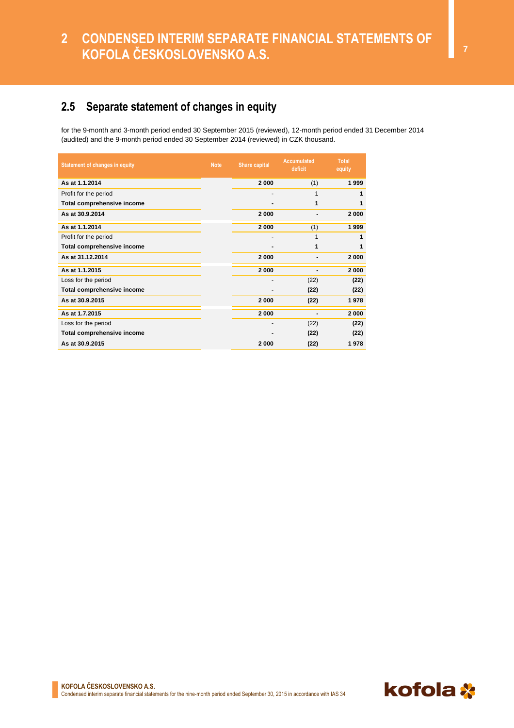# 2 CONDENSED INTERIM SEPARATE FINANCIAL STATEMENTS OF KOFOLA ČESKOSLOVENSKO A.S.

## 2.5 Separate statement of changes in equity

for the 9-month and 3-month period ended 30 September 2015 (reviewed), 12-month period ended 31 December 2014 (audited) and the 9-month period ended 30 September 2014 (reviewed) in CZK thousand.

| Statement of changes in equity | Note | Share capital | Accumulated deficit | Total equity |
|---|---|---|---|---|
| **As at 1.1.2014** | | **2 000** | (1) | **1 999** |
| Profit for the period | | - | 1 | **1** |
| **Total comprehensive income** | | **-** | **1** | **1** |
| **As at 30.9.2014** | | **2 000** | **-** | **2 000** |
| **As at 1.1.2014** | | **2 000** | (1) | **1 999** |
| Profit for the period | | - | 1 | **1** |
| **Total comprehensive income** | | **-** | **1** | **1** |
| **As at 31.12.2014** | | **2 000** | **-** | **2 000** |
| **As at 1.1.2015** | | **2 000** | **-** | **2 000** |
| Loss for the period | | - | (22) | **(22)** |
| **Total comprehensive income** | | **-** | **(22)** | **(22)** |
| **As at 30.9.2015** | | **2 000** | **(22)** | **1 978** |
| **As at 1.7.2015** | | **2 000** | **-** | **2 000** |
| Loss for the period | | - | (22) | **(22)** |
| **Total comprehensive income** | | **-** | **(22)** | **(22)** |
| **As at 30.9.2015** | | **2 000** | **(22)** | **1 978** |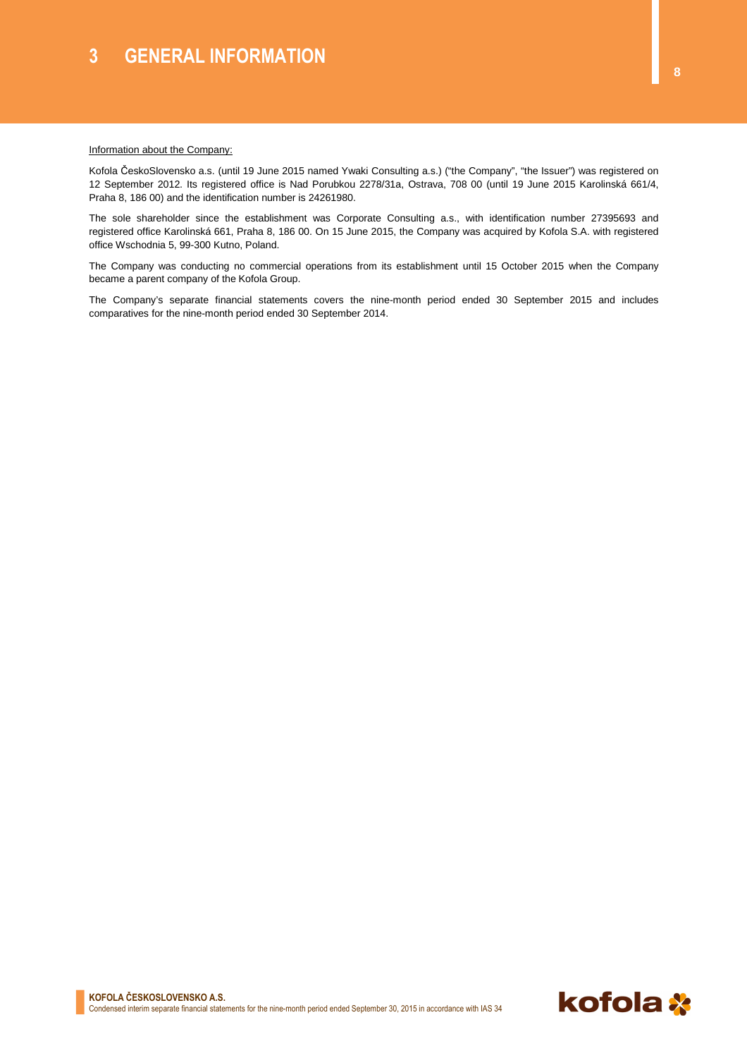# 3 GENERAL INFORMATION

<u>Information about the Company:</u>

Kofola ČeskoSlovensko a.s. (until 19 June 2015 named Ywaki Consulting a.s.) ("the Company", "the Issuer") was registered on 12 September 2012. Its registered office is Nad Porubkou 2278/31a, Ostrava, 708 00 (until 19 June 2015 Karolinská 661/4, Praha 8, 186 00) and the identification number is 24261980.

The sole shareholder since the establishment was Corporate Consulting a.s., with identification number 27395693 and registered office Karolinská 661, Praha 8, 186 00. On 15 June 2015, the Company was acquired by Kofola S.A. with registered office Wschodnia 5, 99-300 Kutno, Poland.

The Company was conducting no commercial operations from its establishment until 15 October 2015 when the Company became a parent company of the Kofola Group.

The Company's separate financial statements covers the nine-month period ended 30 September 2015 and includes comparatives for the nine-month period ended 30 September 2014.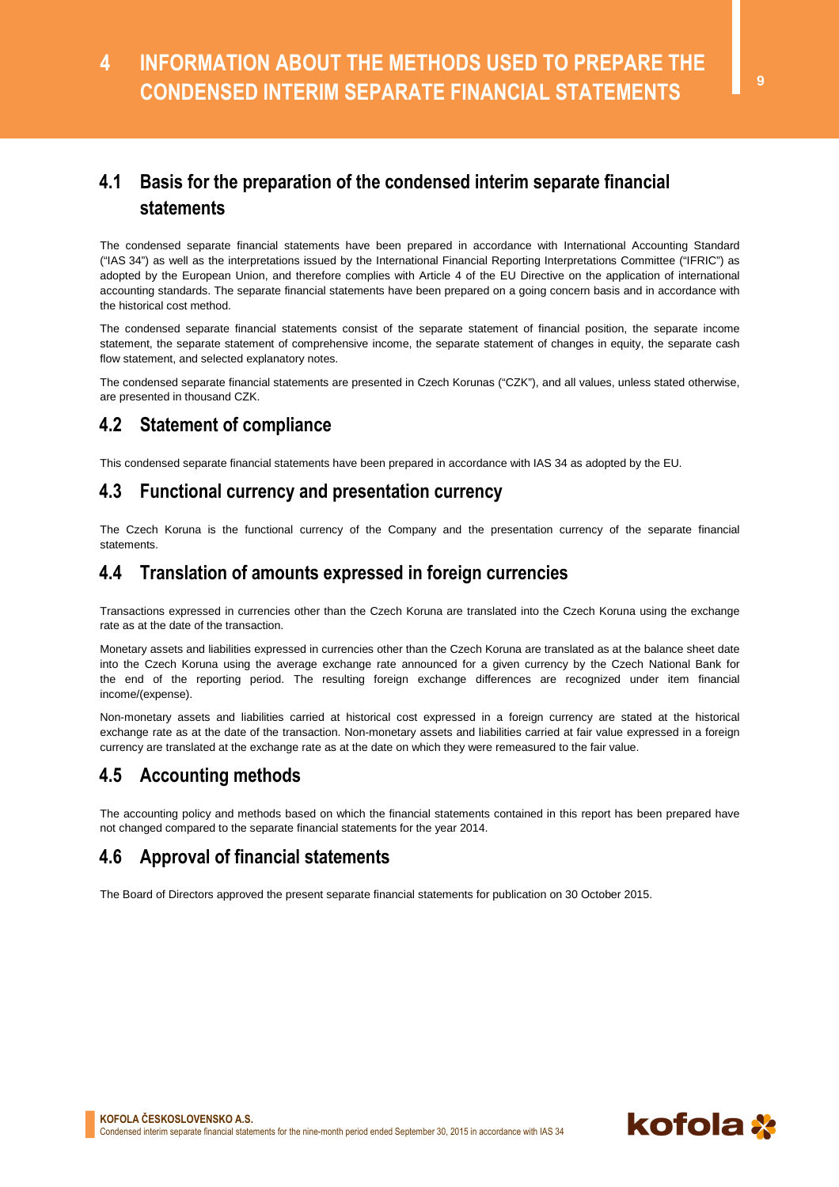# 4 INFORMATION ABOUT THE METHODS USED TO PREPARE THE CONDENSED INTERIM SEPARATE FINANCIAL STATEMENTS

## 4.1 Basis for the preparation of the condensed interim separate financial statements

The condensed separate financial statements have been prepared in accordance with International Accounting Standard ("IAS 34") as well as the interpretations issued by the International Financial Reporting Interpretations Committee ("IFRIC") as adopted by the European Union, and therefore complies with Article 4 of the EU Directive on the application of international accounting standards. The separate financial statements have been prepared on a going concern basis and in accordance with the historical cost method.

The condensed separate financial statements consist of the separate statement of financial position, the separate income statement, the separate statement of comprehensive income, the separate statement of changes in equity, the separate cash flow statement, and selected explanatory notes.

The condensed separate financial statements are presented in Czech Korunas ("CZK"), and all values, unless stated otherwise, are presented in thousand CZK.

## 4.2 Statement of compliance

This condensed separate financial statements have been prepared in accordance with IAS 34 as adopted by the EU.

## 4.3 Functional currency and presentation currency

The Czech Koruna is the functional currency of the Company and the presentation currency of the separate financial statements.

## 4.4 Translation of amounts expressed in foreign currencies

Transactions expressed in currencies other than the Czech Koruna are translated into the Czech Koruna using the exchange rate as at the date of the transaction.

Monetary assets and liabilities expressed in currencies other than the Czech Koruna are translated as at the balance sheet date into the Czech Koruna using the average exchange rate announced for a given currency by the Czech National Bank for the end of the reporting period. The resulting foreign exchange differences are recognized under item financial income/(expense).

Non-monetary assets and liabilities carried at historical cost expressed in a foreign currency are stated at the historical exchange rate as at the date of the transaction. Non-monetary assets and liabilities carried at fair value expressed in a foreign currency are translated at the exchange rate as at the date on which they were remeasured to the fair value.

## 4.5 Accounting methods

The accounting policy and methods based on which the financial statements contained in this report has been prepared have not changed compared to the separate financial statements for the year 2014.

## 4.6 Approval of financial statements

The Board of Directors approved the present separate financial statements for publication on 30 October 2015.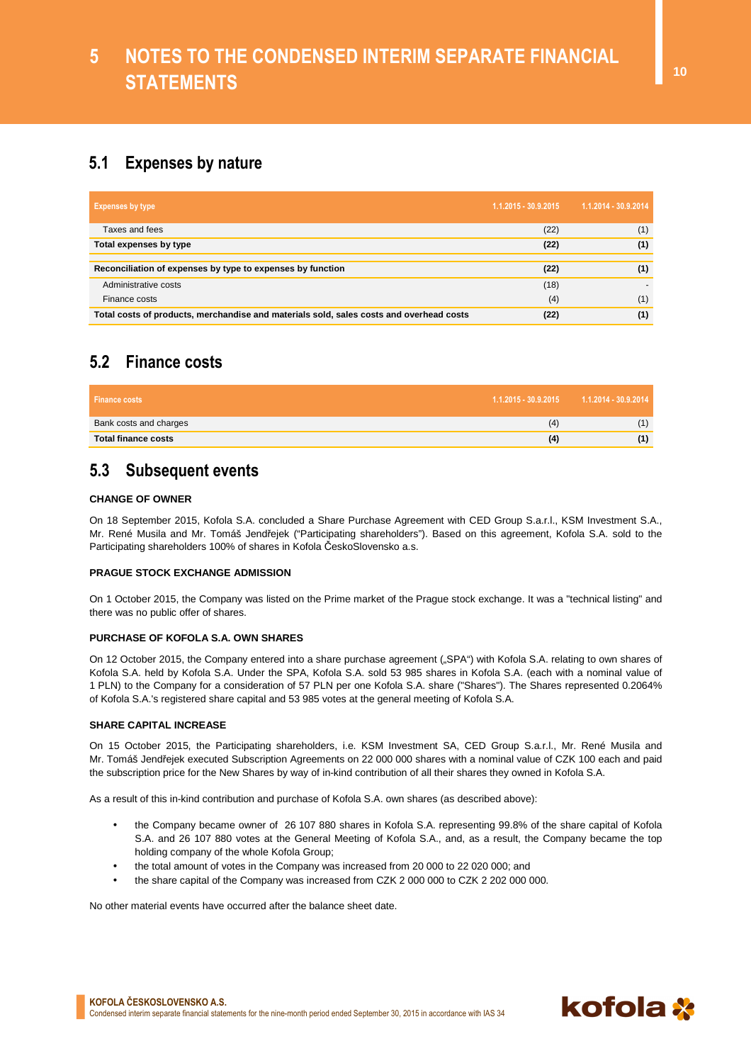# 5 NOTES TO THE CONDENSED INTERIM SEPARATE FINANCIAL STATEMENTS

## 5.1 Expenses by nature

| Expenses by type | 1.1.2015 - 30.9.2015 | 1.1.2014 - 30.9.2014 |
|---|---|---|
| Taxes and fees | (22) | (1) |
| **Total expenses by type** | **(22)** | **(1)** |
| **Reconciliation of expenses by type to expenses by function** | **(22)** | **(1)** |
| Administrative costs | (18) | - |
| Finance costs | (4) | (1) |
| **Total costs of products, merchandise and materials sold, sales costs and overhead costs** | **(22)** | **(1)** |

## 5.2 Finance costs

| Finance costs | 1.1.2015 - 30.9.2015 | 1.1.2014 - 30.9.2014 |
|---|---|---|
| Bank costs and charges | (4) | (1) |
| **Total finance costs** | **(4)** | **(1)** |

## 5.3 Subsequent events

#### CHANGE OF OWNER

On 18 September 2015, Kofola S.A. concluded a Share Purchase Agreement with CED Group S.a.r.l., KSM Investment S.A., Mr. René Musila and Mr. Tomáš Jendřejek ("Participating shareholders"). Based on this agreement, Kofola S.A. sold to the Participating shareholders 100% of shares in Kofola ČeskoSlovensko a.s.

#### PRAGUE STOCK EXCHANGE ADMISSION

On 1 October 2015, the Company was listed on the Prime market of the Prague stock exchange. It was a "technical listing" and there was no public offer of shares.

#### PURCHASE OF KOFOLA S.A. OWN SHARES

On 12 October 2015, the Company entered into a share purchase agreement („SPA") with Kofola S.A. relating to own shares of Kofola S.A. held by Kofola S.A. Under the SPA, Kofola S.A. sold 53 985 shares in Kofola S.A. (each with a nominal value of 1 PLN) to the Company for a consideration of 57 PLN per one Kofola S.A. share ("Shares"). The Shares represented 0.2064% of Kofola S.A.'s registered share capital and 53 985 votes at the general meeting of Kofola S.A.

#### SHARE CAPITAL INCREASE

On 15 October 2015, the Participating shareholders, i.e. KSM Investment SA, CED Group S.a.r.l., Mr. René Musila and Mr. Tomáš Jendřejek executed Subscription Agreements on 22 000 000 shares with a nominal value of CZK 100 each and paid the subscription price for the New Shares by way of in-kind contribution of all their shares they owned in Kofola S.A.

As a result of this in-kind contribution and purchase of Kofola S.A. own shares (as described above):

- the Company became owner of 26 107 880 shares in Kofola S.A. representing 99.8% of the share capital of Kofola S.A. and 26 107 880 votes at the General Meeting of Kofola S.A., and, as a result, the Company became the top holding company of the whole Kofola Group;
- the total amount of votes in the Company was increased from 20 000 to 22 020 000; and
- the share capital of the Company was increased from CZK 2 000 000 to CZK 2 202 000 000.

No other material events have occurred after the balance sheet date.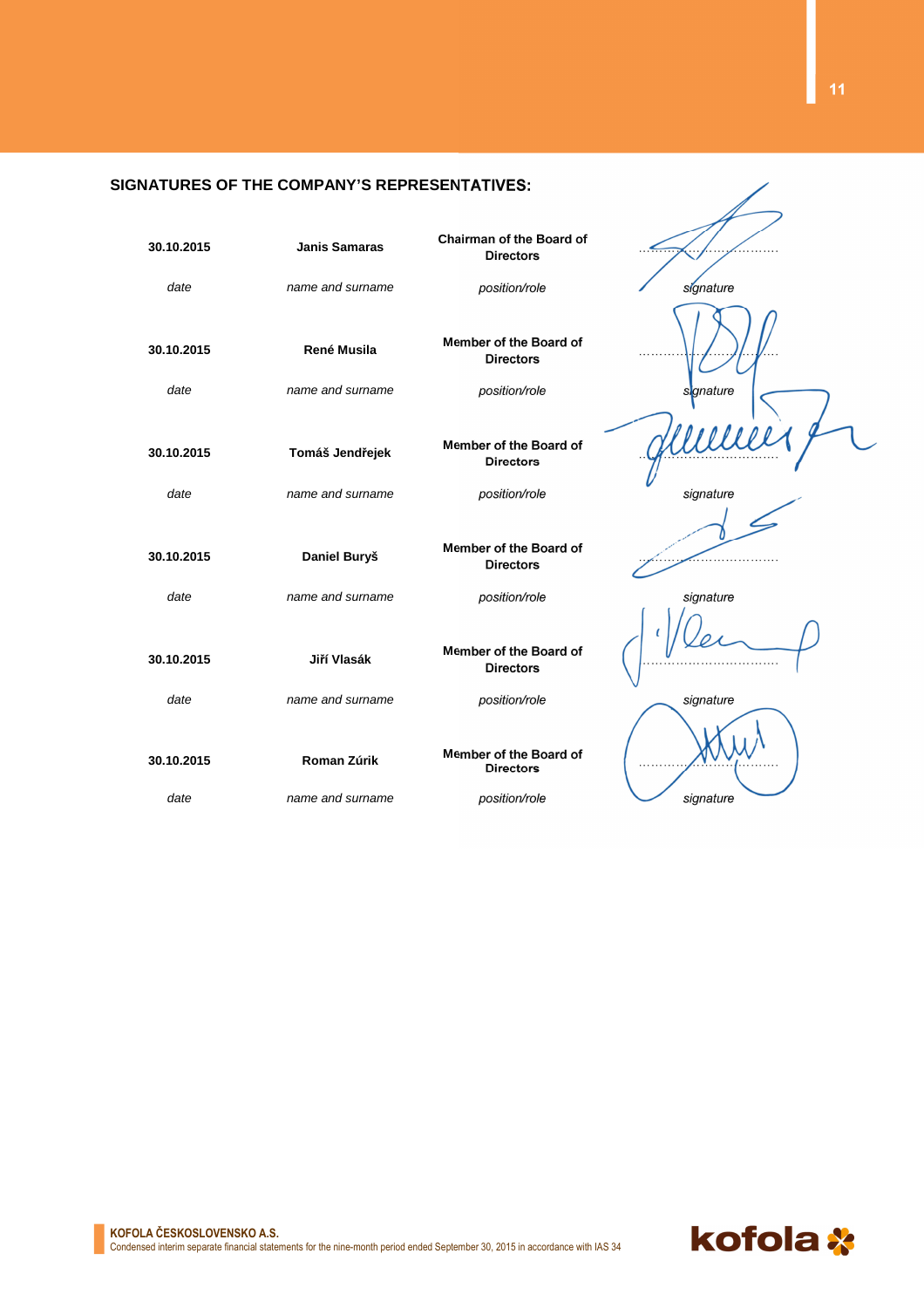## SIGNATURES OF THE COMPANY'S REPRESENTATIVES:

| **30.10.2015** | **Janis Samaras** | **Chairman of the Board of Directors** | ................................ |
|---|---|---|---|
| *date* | *name and surname* | *position/role* | *signature* |
| **30.10.2015** | **René Musila** | **Member of the Board of Directors** | ................................ |
| *date* | *name and surname* | *position/role* | *signature* |
| **30.10.2015** | **Tomáš Jendřejek** | **Member of the Board of Directors** | ................................ |
| *date* | *name and surname* | *position/role* | *signature* |
| **30.10.2015** | **Daniel Buryš** | **Member of the Board of Directors** | ................................ |
| *date* | *name and surname* | *position/role* | *signature* |
| **30.10.2015** | **Jiří Vlasák** | **Member of the Board of Directors** | ................................ |
| *date* | *name and surname* | *position/role* | *signature* |
| **30.10.2015** | **Roman Zúrik** | **Member of the Board of Directors** | ................................ |
| *date* | *name and surname* | *position/role* | *signature* |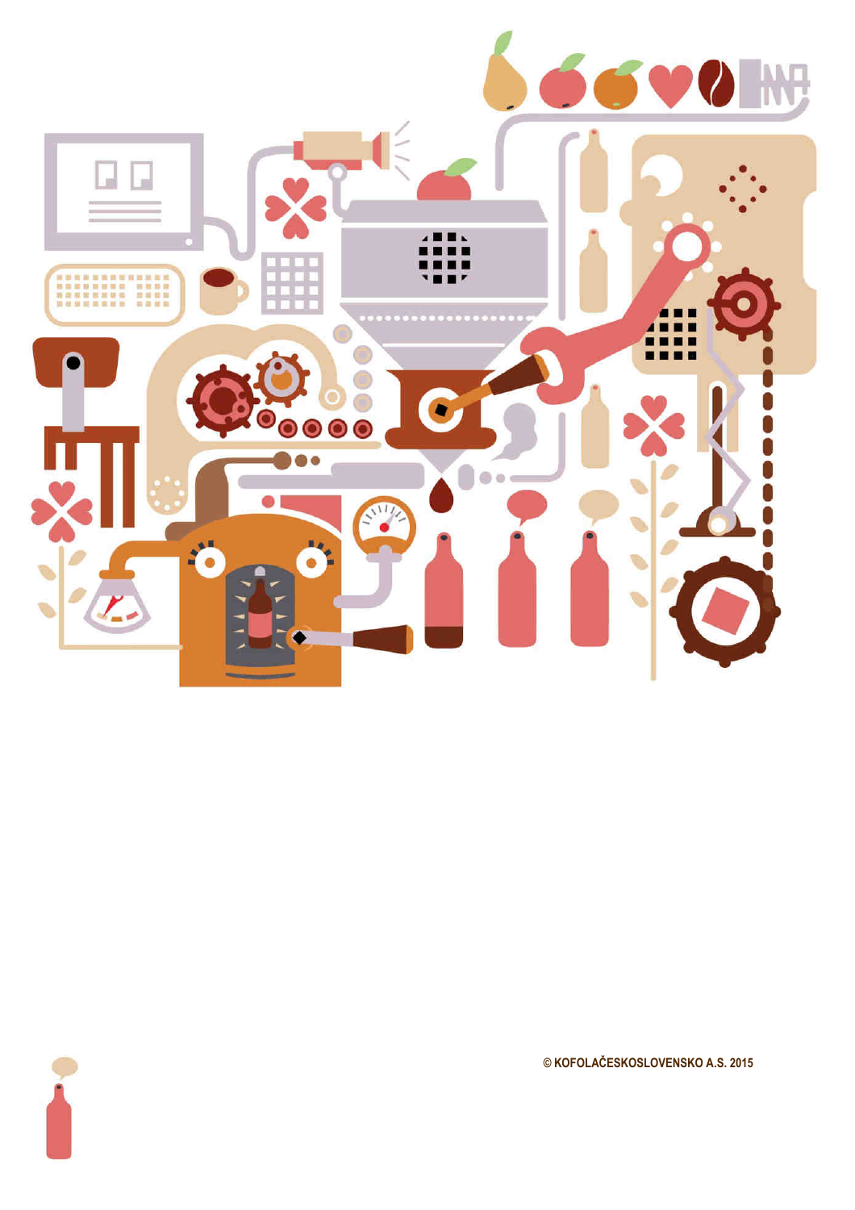© KOFOLAČESKOSLOVENSKO A.S. 2015